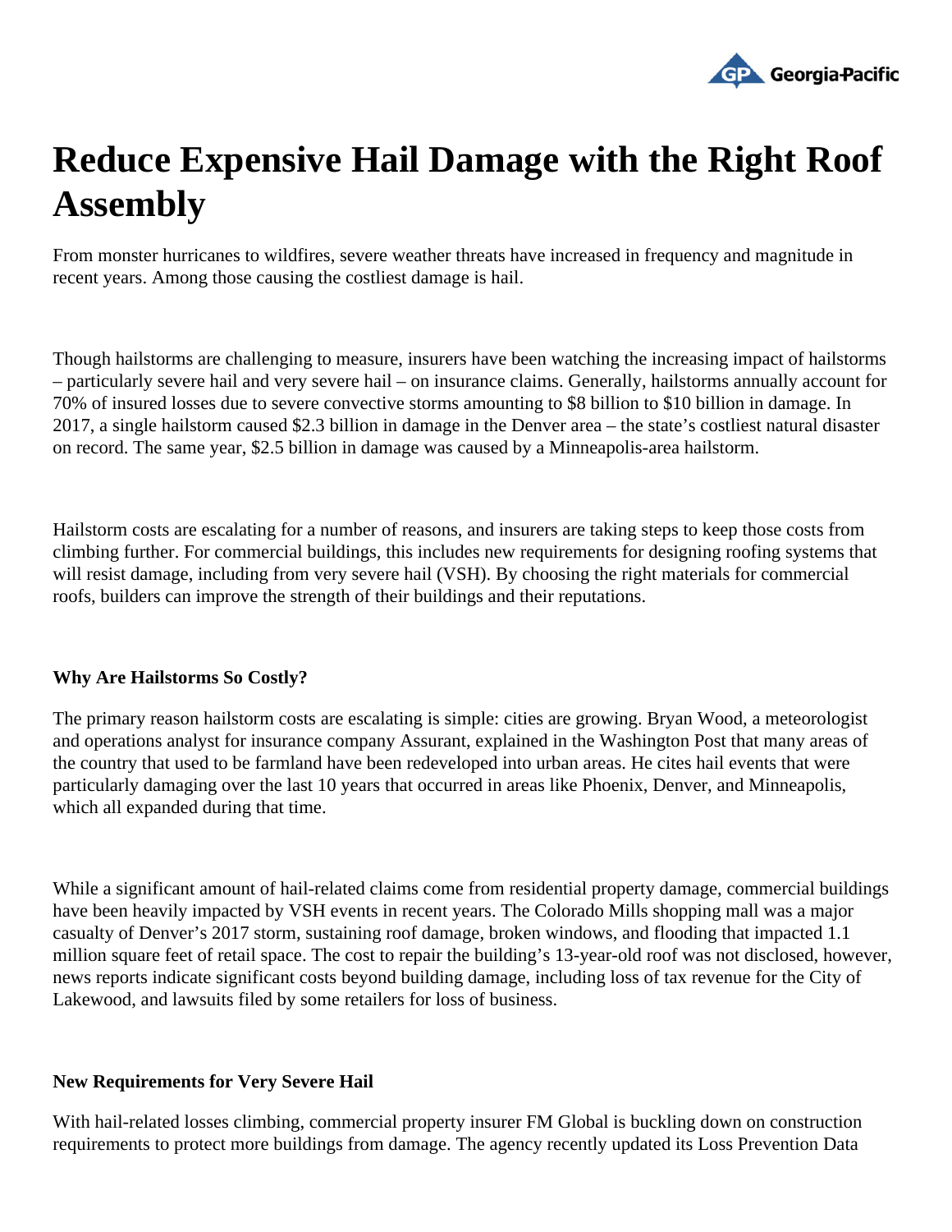# Reduce Expensive Hail Damage with the Right Roof Assembly

From monster hurricanes to wildfires, severe weather threats have increased in frequency and magnitude in recent years. Among those causing the costliest damage is hail.

Though hailstorms are challenging to measure, insurers have been watching the increasing impact of hailstorms – particularly severe hail and very severe hail – on insurance claims. Generally, hailstorms annually account for 70% of insured losses due to severe convective storms amounting to $8 billion to $10 billion in damage. In 2017, a single hailstorm caused $2.3 billion in damage in the Denver area – the state's costliest natural disaster on record. The same year, $2.5 billion in damage was caused by a Minneapolis-area hailstorm.

Hailstorm costs are escalating for a number of reasons, and insurers are taking steps to keep those costs from climbing further. For commercial buildings, this includes new requirements for designing roofing systems that will resist damage, including from very severe hail (VSH). By choosing the right materials for commercial roofs, builders can improve the strength of their buildings and their reputations.

**Why Are Hailstorms So Costly?**

The primary reason hailstorm costs are escalating is simple: cities are growing. Bryan Wood, a meteorologist and operations analyst for insurance company Assurant, explained in the Washington Post that many areas of the country that used to be farmland have been redeveloped into urban areas. He cites hail events that were particularly damaging over the last 10 years that occurred in areas like Phoenix, Denver, and Minneapolis, which all expanded during that time.

While a significant amount of hail-related claims come from residential property damage, commercial buildings have been heavily impacted by VSH events in recent years. The Colorado Mills shopping mall was a major casualty of Denver's 2017 storm, sustaining roof damage, broken windows, and flooding that impacted 1.1 million square feet of retail space. The cost to repair the building's 13-year-old roof was not disclosed, however, news reports indicate significant costs beyond building damage, including loss of tax revenue for the City of Lakewood, and lawsuits filed by some retailers for loss of business.

**New Requirements for Very Severe Hail**

With hail-related losses climbing, commercial property insurer FM Global is buckling down on construction requirements to protect more buildings from damage. The agency recently updated its Loss Prevention Data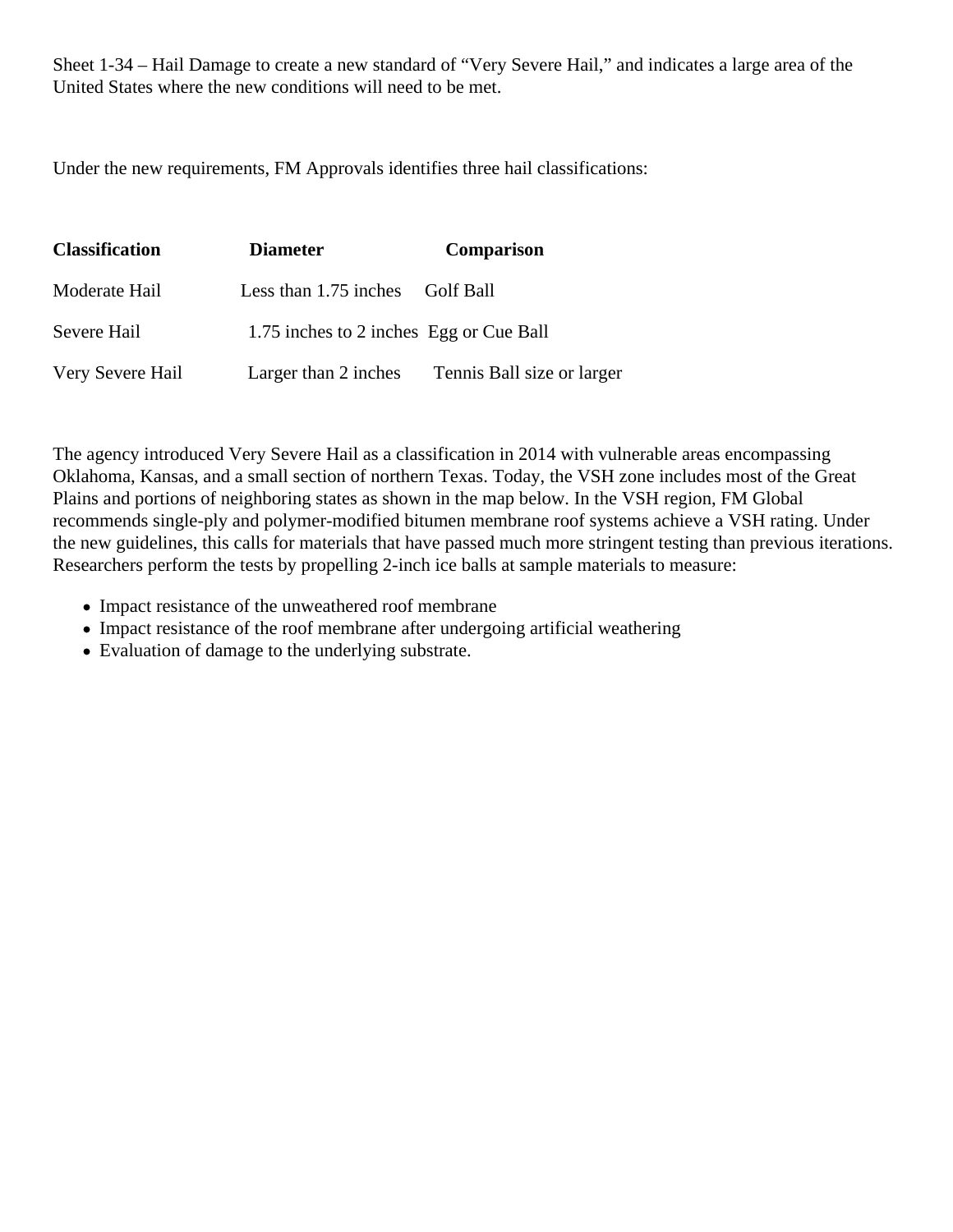Sheet 1-34 – Hail Damage to create a new standard of "Very Severe Hail," and indicates a large area of the United States where the new conditions will need to be met.

Under the new requirements, FM Approvals identifies three hail classifications:

| **Classification** | **Diameter** | **Comparison** |
| --- | --- | --- |
| Moderate Hail | Less than 1.75 inches | Golf Ball |
| Severe Hail | 1.75 inches to 2 inches | Egg or Cue Ball |
| Very Severe Hail | Larger than 2 inches | Tennis Ball size or larger |

The agency introduced Very Severe Hail as a classification in 2014 with vulnerable areas encompassing Oklahoma, Kansas, and a small section of northern Texas. Today, the VSH zone includes most of the Great Plains and portions of neighboring states as shown in the map below. In the VSH region, FM Global recommends single-ply and polymer-modified bitumen membrane roof systems achieve a VSH rating. Under the new guidelines, this calls for materials that have passed much more stringent testing than previous iterations. Researchers perform the tests by propelling 2-inch ice balls at sample materials to measure:

- Impact resistance of the unweathered roof membrane
- Impact resistance of the roof membrane after undergoing artificial weathering
- Evaluation of damage to the underlying substrate.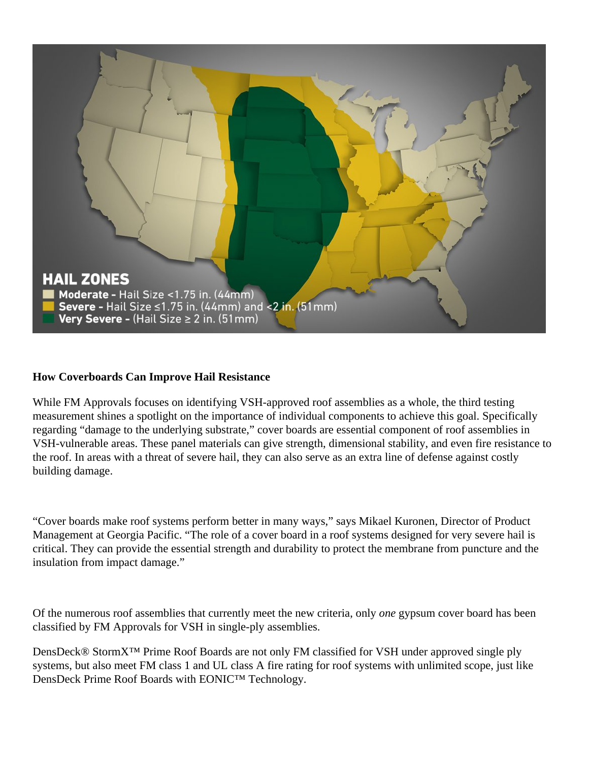HAIL ZONES

- **Moderate -** Hail Size <1.75 in. (44mm)
- **Severe -** Hail Size ≤1.75 in. (44mm) and <2 in. (51mm)
- **Very Severe -** (Hail Size ≥ 2 in. (51mm)

**How Coverboards Can Improve Hail Resistance**

While FM Approvals focuses on identifying VSH-approved roof assemblies as a whole, the third testing measurement shines a spotlight on the importance of individual components to achieve this goal. Specifically regarding "damage to the underlying substrate," cover boards are essential component of roof assemblies in VSH-vulnerable areas. These panel materials can give strength, dimensional stability, and even fire resistance to the roof. In areas with a threat of severe hail, they can also serve as an extra line of defense against costly building damage.

"Cover boards make roof systems perform better in many ways," says Mikael Kuronen, Director of Product Management at Georgia Pacific. "The role of a cover board in a roof systems designed for very severe hail is critical. They can provide the essential strength and durability to protect the membrane from puncture and the insulation from impact damage."

Of the numerous roof assemblies that currently meet the new criteria, only *one* gypsum cover board has been classified by FM Approvals for VSH in single-ply assemblies.

DensDeck® StormX™ Prime Roof Boards are not only FM classified for VSH under approved single ply systems, but also meet FM class 1 and UL class A fire rating for roof systems with unlimited scope, just like DensDeck Prime Roof Boards with EONIC™ Technology.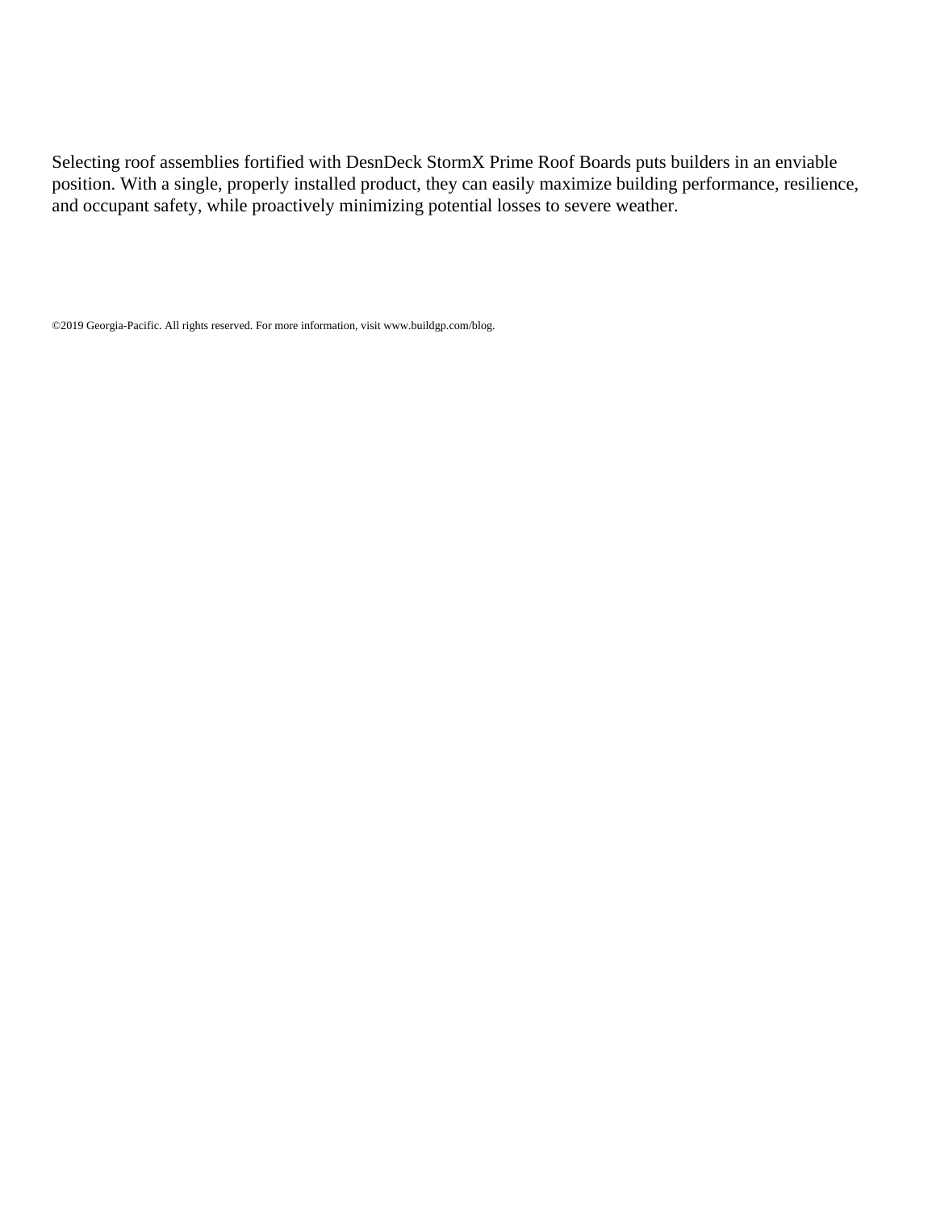Selecting roof assemblies fortified with DesnDeck StormX Prime Roof Boards puts builders in an enviable position. With a single, properly installed product, they can easily maximize building performance, resilience, and occupant safety, while proactively minimizing potential losses to severe weather.

©2019 Georgia-Pacific. All rights reserved. For more information, visit www.buildgp.com/blog.